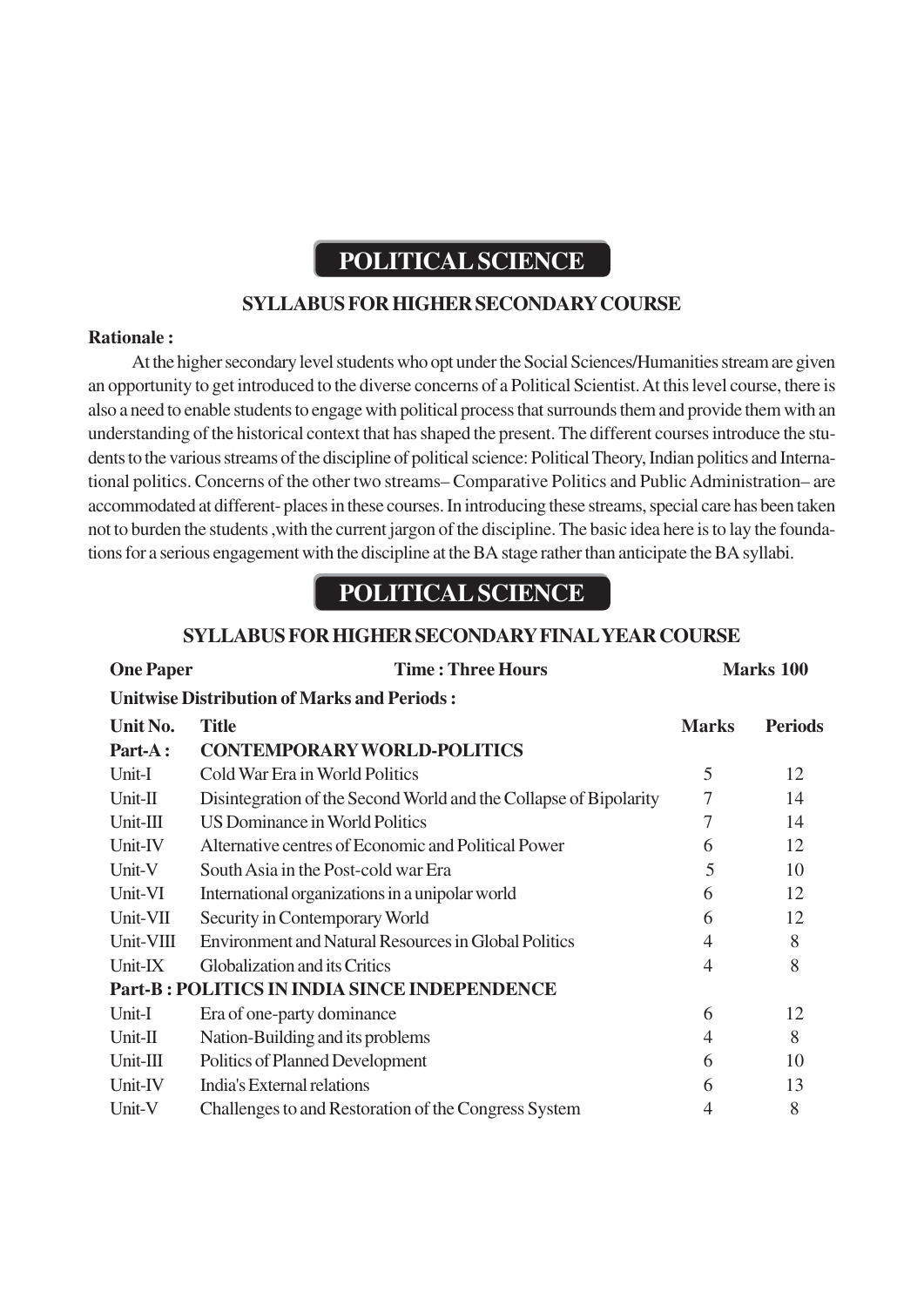# POLITICAL SCIENCE

## SYLLABUS FOR HIGHER SECONDARY COURSE

**Rationale :**

At the higher secondary level students who opt under the Social Sciences/Humanities stream are given an opportunity to get introduced to the diverse concerns of a Political Scientist. At this level course, there is also a need to enable students to engage with political process that surrounds them and provide them with an understanding of the historical context that has shaped the present. The different courses introduce the students to the various streams of the discipline of political science: Political Theory, Indian politics and International politics. Concerns of the other two streams– Comparative Politics and Public Administration– are accommodated at different- places in these courses. In introducing these streams, special care has been taken not to burden the students ,with the current jargon of the discipline. The basic idea here is to lay the foundations for a serious engagement with the discipline at the BA stage rather than anticipate the BA syllabi.

# POLITICAL SCIENCE

## SYLLABUS FOR HIGHER SECONDARY FINAL YEAR COURSE

**One Paper** | **Time : Three Hours** | **Marks 100**

**Unitwise Distribution of Marks and Periods :**

| Unit No. | Title | Marks | Periods |
|---|---|---|---|
| **Part-A :** | **CONTEMPORARY WORLD-POLITICS** | | |
| Unit-I | Cold War Era in World Politics | 5 | 12 |
| Unit-II | Disintegration of the Second World and the Collapse of Bipolarity | 7 | 14 |
| Unit-III | US Dominance in World Politics | 7 | 14 |
| Unit-IV | Alternative centres of Economic and Political Power | 6 | 12 |
| Unit-V | South Asia in the Post-cold war Era | 5 | 10 |
| Unit-VI | International organizations in a unipolar world | 6 | 12 |
| Unit-VII | Security in Contemporary World | 6 | 12 |
| Unit-VIII | Environment and Natural Resources in Global Politics | 4 | 8 |
| Unit-IX | Globalization and its Critics | 4 | 8 |
| **Part-B : POLITICS IN INDIA SINCE INDEPENDENCE** | | | |
| Unit-I | Era of one-party dominance | 6 | 12 |
| Unit-II | Nation-Building and its problems | 4 | 8 |
| Unit-III | Politics of Planned Development | 6 | 10 |
| Unit-IV | India's External relations | 6 | 13 |
| Unit-V | Challenges to and Restoration of the Congress System | 4 | 8 |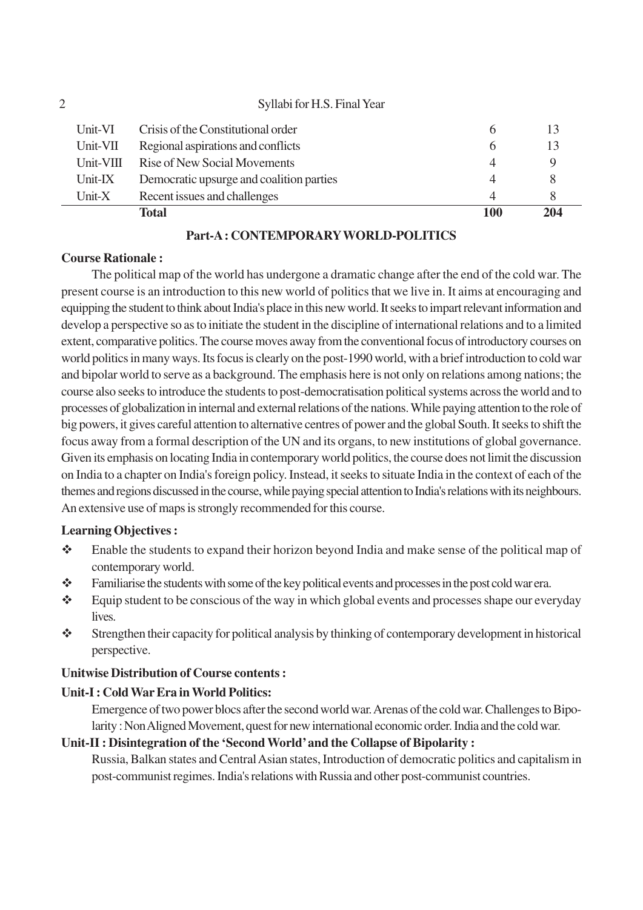| | | | |
|---|---|---|---|
| Unit-VI | Crisis of the Constitutional order | 6 | 13 |
| Unit-VII | Regional aspirations and conflicts | 6 | 13 |
| Unit-VIII | Rise of New Social Movements | 4 | 9 |
| Unit-IX | Democratic upsurge and coalition parties | 4 | 8 |
| Unit-X | Recent issues and challenges | 4 | 8 |
| | **Total** | **100** | **204** |

## Part-A : CONTEMPORARY WORLD-POLITICS

**Course Rationale :**

The political map of the world has undergone a dramatic change after the end of the cold war. The present course is an introduction to this new world of politics that we live in. It aims at encouraging and equipping the student to think about India's place in this new world. It seeks to impart relevant information and develop a perspective so as to initiate the student in the discipline of international relations and to a limited extent, comparative politics. The course moves away from the conventional focus of introductory courses on world politics in many ways. Its focus is clearly on the post-1990 world, with a brief introduction to cold war and bipolar world to serve as a background. The emphasis here is not only on relations among nations; the course also seeks to introduce the students to post-democratisation political systems across the world and to processes of globalization in internal and external relations of the nations. While paying attention to the role of big powers, it gives careful attention to alternative centres of power and the global South. It seeks to shift the focus away from a formal description of the UN and its organs, to new institutions of global governance. Given its emphasis on locating India in contemporary world politics, the course does not limit the discussion on India to a chapter on India's foreign policy. Instead, it seeks to situate India in the context of each of the themes and regions discussed in the course, while paying special attention to India's relations with its neighbours. An extensive use of maps is strongly recommended for this course.

**Learning Objectives :**

- Enable the students to expand their horizon beyond India and make sense of the political map of contemporary world.
- Familiarise the students with some of the key political events and processes in the post cold war era.
- Equip student to be conscious of the way in which global events and processes shape our everyday lives.
- Strengthen their capacity for political analysis by thinking of contemporary development in historical perspective.

**Unitwise Distribution of Course contents :**

**Unit-I : Cold War Era in World Politics:**

Emergence of two power blocs after the second world war. Arenas of the cold war. Challenges to Bipolarity : Non Aligned Movement, quest for new international economic order. India and the cold war.

**Unit-II : Disintegration of the 'Second World' and the Collapse of Bipolarity :**

Russia, Balkan states and Central Asian states, Introduction of democratic politics and capitalism in post-communist regimes. India's relations with Russia and other post-communist countries.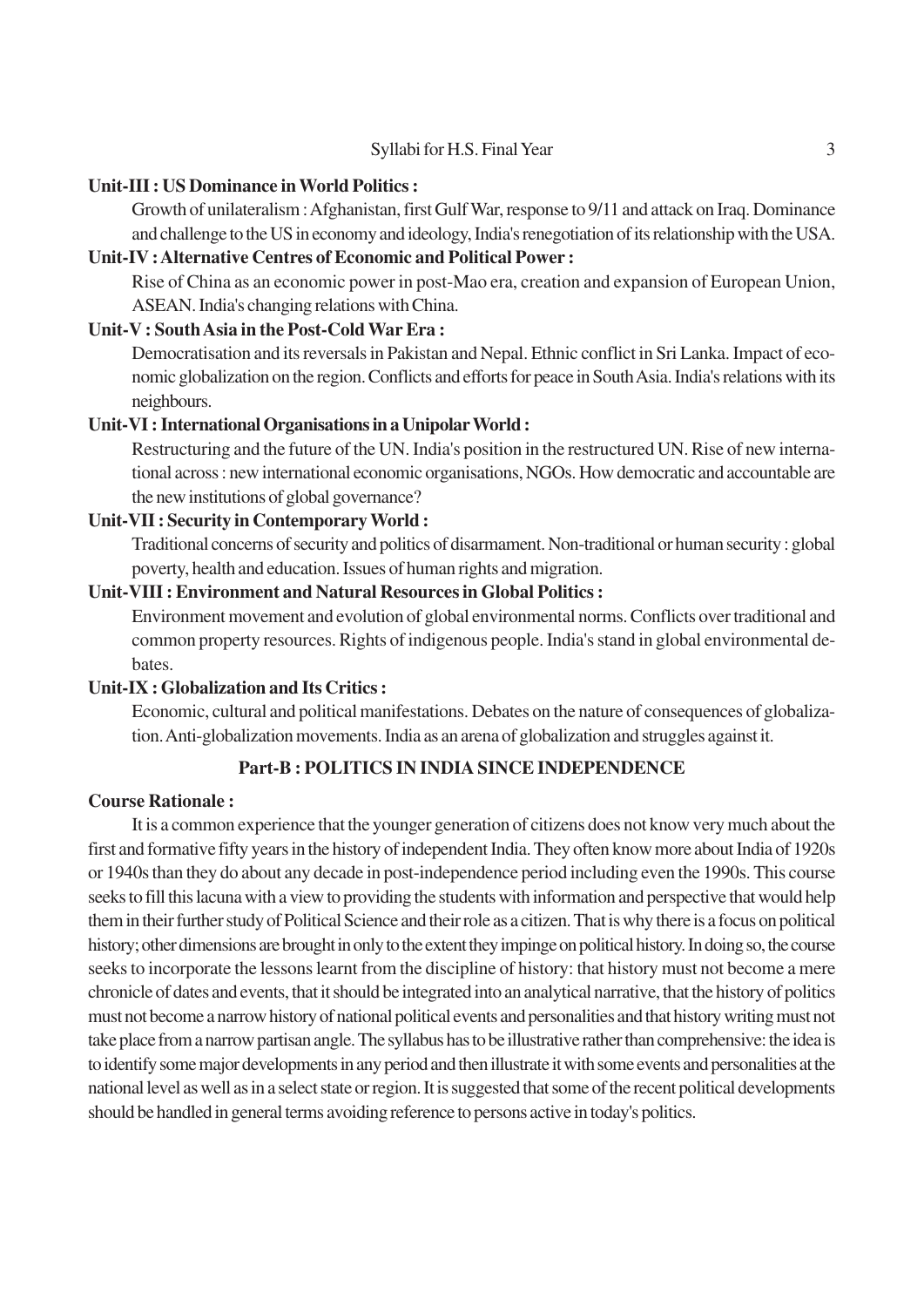**Unit-III : US Dominance in World Politics :**

Growth of unilateralism : Afghanistan, first Gulf War, response to 9/11 and attack on Iraq. Dominance and challenge to the US in economy and ideology, India's renegotiation of its relationship with the USA.

**Unit-IV : Alternative Centres of Economic and Political Power :**

Rise of China as an economic power in post-Mao era, creation and expansion of European Union, ASEAN. India's changing relations with China.

**Unit-V : South Asia in the Post-Cold War Era :**

Democratisation and its reversals in Pakistan and Nepal. Ethnic conflict in Sri Lanka. Impact of economic globalization on the region. Conflicts and efforts for peace in South Asia. India's relations with its neighbours.

**Unit-VI : International Organisations in a Unipolar World :**

Restructuring and the future of the UN. India's position in the restructured UN. Rise of new international across : new international economic organisations, NGOs. How democratic and accountable are the new institutions of global governance?

**Unit-VII : Security in Contemporary World :**

Traditional concerns of security and politics of disarmament. Non-traditional or human security : global poverty, health and education. Issues of human rights and migration.

**Unit-VIII : Environment and Natural Resources in Global Politics :**

Environment movement and evolution of global environmental norms. Conflicts over traditional and common property resources. Rights of indigenous people. India's stand in global environmental debates.

**Unit-IX : Globalization and Its Critics :**

Economic, cultural and political manifestations. Debates on the nature of consequences of globalization. Anti-globalization movements. India as an arena of globalization and struggles against it.

## Part-B : POLITICS IN INDIA SINCE INDEPENDENCE

**Course Rationale :**

It is a common experience that the younger generation of citizens does not know very much about the first and formative fifty years in the history of independent India. They often know more about India of 1920s or 1940s than they do about any decade in post-independence period including even the 1990s. This course seeks to fill this lacuna with a view to providing the students with information and perspective that would help them in their further study of Political Science and their role as a citizen. That is why there is a focus on political history; other dimensions are brought in only to the extent they impinge on political history. In doing so, the course seeks to incorporate the lessons learnt from the discipline of history: that history must not become a mere chronicle of dates and events, that it should be integrated into an analytical narrative, that the history of politics must not become a narrow history of national political events and personalities and that history writing must not take place from a narrow partisan angle. The syllabus has to be illustrative rather than comprehensive: the idea is to identify some major developments in any period and then illustrate it with some events and personalities at the national level as well as in a select state or region. It is suggested that some of the recent political developments should be handled in general terms avoiding reference to persons active in today's politics.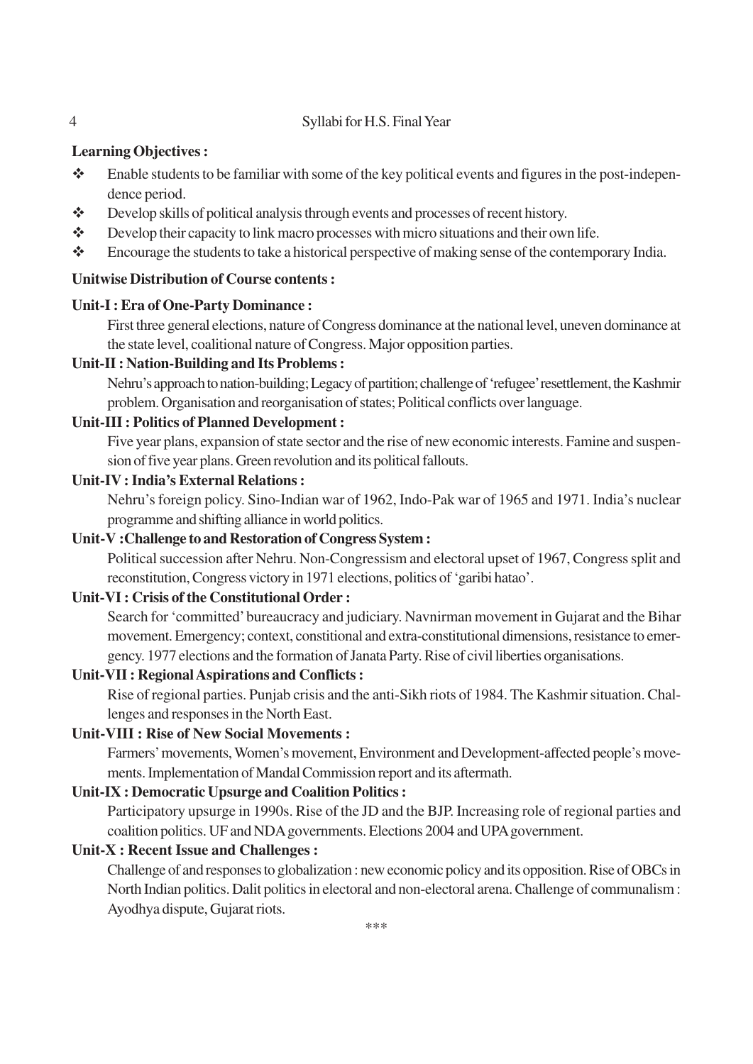**Learning Objectives :**

- ❖ Enable students to be familiar with some of the key political events and figures in the post-independence period.
- ❖ Develop skills of political analysis through events and processes of recent history.
- ❖ Develop their capacity to link macro processes with micro situations and their own life.
- ❖ Encourage the students to take a historical perspective of making sense of the contemporary India.

**Unitwise Distribution of Course contents :**

**Unit-I : Era of One-Party Dominance :**

First three general elections, nature of Congress dominance at the national level, uneven dominance at the state level, coalitional nature of Congress. Major opposition parties.

**Unit-II : Nation-Building and Its Problems :**

Nehru's approach to nation-building; Legacy of partition; challenge of 'refugee' resettlement, the Kashmir problem. Organisation and reorganisation of states; Political conflicts over language.

**Unit-III : Politics of Planned Development :**

Five year plans, expansion of state sector and the rise of new economic interests. Famine and suspension of five year plans. Green revolution and its political fallouts.

**Unit-IV : India's External Relations :**

Nehru's foreign policy. Sino-Indian war of 1962, Indo-Pak war of 1965 and 1971. India's nuclear programme and shifting alliance in world politics.

**Unit-V :Challenge to and Restoration of Congress System :**

Political succession after Nehru. Non-Congressism and electoral upset of 1967, Congress split and reconstitution, Congress victory in 1971 elections, politics of 'garibi hatao'.

**Unit-VI : Crisis of the Constitutional Order :**

Search for 'committed' bureaucracy and judiciary. Navnirman movement in Gujarat and the Bihar movement. Emergency; context, constitional and extra-constitutional dimensions, resistance to emergency. 1977 elections and the formation of Janata Party. Rise of civil liberties organisations.

**Unit-VII : Regional Aspirations and Conflicts :**

Rise of regional parties. Punjab crisis and the anti-Sikh riots of 1984. The Kashmir situation. Challenges and responses in the North East.

**Unit-VIII : Rise of New Social Movements :**

Farmers' movements, Women's movement, Environment and Development-affected people's movements. Implementation of Mandal Commission report and its aftermath.

**Unit-IX : Democratic Upsurge and Coalition Politics :**

Participatory upsurge in 1990s. Rise of the JD and the BJP. Increasing role of regional parties and coalition politics. UF and NDA governments. Elections 2004 and UPA government.

**Unit-X : Recent Issue and Challenges :**

Challenge of and responses to globalization : new economic policy and its opposition. Rise of OBCs in North Indian politics. Dalit politics in electoral and non-electoral arena. Challenge of communalism : Ayodhya dispute, Gujarat riots.

***